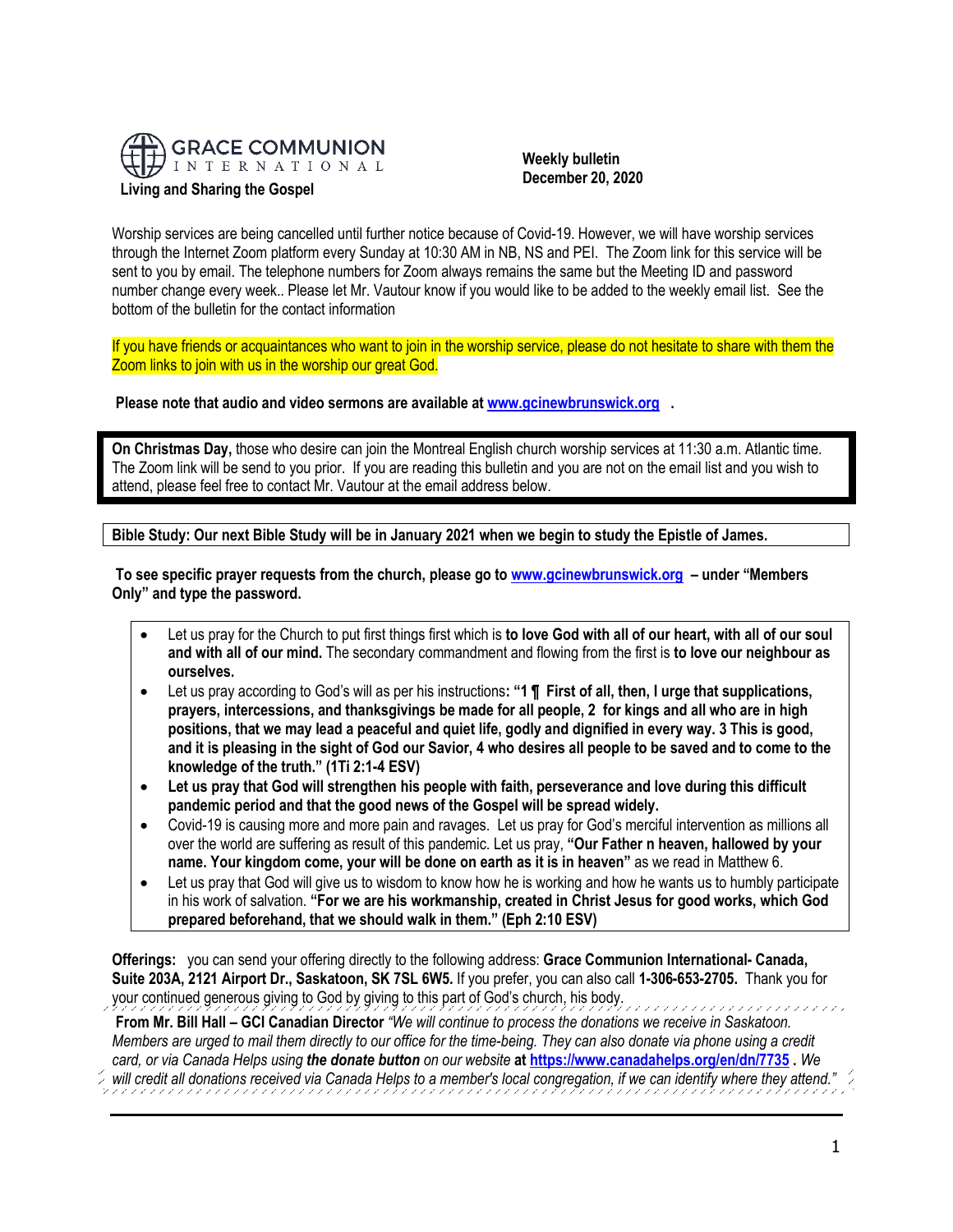**GRACE COMMUNION INTERNATIONAL**

**Living and Sharing the Gospel**

**Weekly bulletin**
**December 20, 2020**

Worship services are being cancelled until further notice because of Covid-19. However, we will have worship services through the Internet Zoom platform every Sunday at 10:30 AM in NB, NS and PEI. The Zoom link for this service will be sent to you by email. The telephone numbers for Zoom always remains the same but the Meeting ID and password number change every week.. Please let Mr. Vautour know if you would like to be added to the weekly email list. See the bottom of the bulletin for the contact information

If you have friends or acquaintances who want to join in the worship service, please do not hesitate to share with them the Zoom links to join with us in the worship our great God.

**Please note that audio and video sermons are available at [www.gcinewbrunswick.org](http://www.gcinewbrunswick.org) .**

**On Christmas Day,** those who desire can join the Montreal English church worship services at 11:30 a.m. Atlantic time. The Zoom link will be send to you prior. If you are reading this bulletin and you are not on the email list and you wish to attend, please feel free to contact Mr. Vautour at the email address below.

**Bible Study: Our next Bible Study will be in January 2021 when we begin to study the Epistle of James.**

**To see specific prayer requests from the church, please go to [www.gcinewbrunswick.org](http://www.gcinewbrunswick.org) – under "Members Only" and type the password.**

- Let us pray for the Church to put first things first which is **to love God with all of our heart, with all of our soul and with all of our mind.** The secondary commandment and flowing from the first is **to love our neighbour as ourselves.**
- Let us pray according to God's will as per his instructions**: "1 ¶ First of all, then, I urge that supplications, prayers, intercessions, and thanksgivings be made for all people, 2 for kings and all who are in high positions, that we may lead a peaceful and quiet life, godly and dignified in every way. 3 This is good, and it is pleasing in the sight of God our Savior, 4 who desires all people to be saved and to come to the knowledge of the truth." (1Ti 2:1-4 ESV)**
- **Let us pray that God will strengthen his people with faith, perseverance and love during this difficult pandemic period and that the good news of the Gospel will be spread widely.**
- Covid-19 is causing more and more pain and ravages. Let us pray for God's merciful intervention as millions all over the world are suffering as result of this pandemic. Let us pray, **"Our Father n heaven, hallowed by your name. Your kingdom come, your will be done on earth as it is in heaven"** as we read in Matthew 6.
- Let us pray that God will give us to wisdom to know how he is working and how he wants us to humbly participate in his work of salvation. **"For we are his workmanship, created in Christ Jesus for good works, which God prepared beforehand, that we should walk in them." (Eph 2:10 ESV)**

**Offerings:** you can send your offering directly to the following address: **Grace Communion International- Canada, Suite 203A, 2121 Airport Dr., Saskatoon, SK 7SL 6W5.** If you prefer, you can also call **1-306-653-2705.** Thank you for your continued generous giving to God by giving to this part of God's church, his body.

**From Mr. Bill Hall – GCI Canadian Director** *"We will continue to process the donations we receive in Saskatoon. Members are urged to mail them directly to our office for the time-being. They can also donate via phone using a credit card, or via Canada Helps using **the donate button** on our website* **at [https://www.canadahelps.org/en/dn/7735](https://www.canadahelps.org/en/dn/7735) .** *We will credit all donations received via Canada Helps to a member's local congregation, if we can identify where they attend."*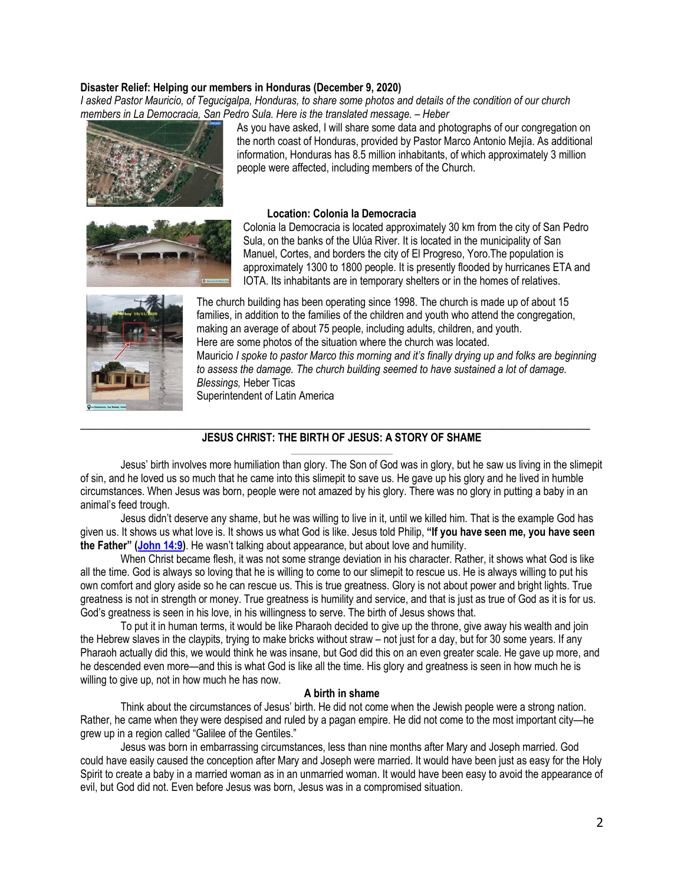**Disaster Relief: Helping our members in Honduras (December 9, 2020)**

*I asked Pastor Mauricio, of Tegucigalpa, Honduras, to share some photos and details of the condition of our church members in La Democracia, San Pedro Sula. Here is the translated message. – Heber*

As you have asked, I will share some data and photographs of our congregation on the north coast of Honduras, provided by Pastor Marco Antonio Mejía. As additional information, Honduras has 8.5 million inhabitants, of which approximately 3 million people were affected, including members of the Church.

**Location: Colonia la Democracia**

Colonia la Democracia is located approximately 30 km from the city of San Pedro Sula, on the banks of the Ulúa River. It is located in the municipality of San Manuel, Cortes, and borders the city of El Progreso, Yoro.The population is approximately 1300 to 1800 people. It is presently flooded by hurricanes ETA and IOTA. Its inhabitants are in temporary shelters or in the homes of relatives.

The church building has been operating since 1998. The church is made up of about 15 families, in addition to the families of the children and youth who attend the congregation, making an average of about 75 people, including adults, children, and youth.

Here are some photos of the situation where the church was located.

Mauricio *I spoke to pastor Marco this morning and it's finally drying up and folks are beginning to assess the damage. The church building seemed to have sustained a lot of damage.*

*Blessings,* Heber Ticas
Superintendent of Latin America

---

## JESUS CHRIST: THE BIRTH OF JESUS: A STORY OF SHAME

Jesus' birth involves more humiliation than glory. The Son of God was in glory, but he saw us living in the slimepit of sin, and he loved us so much that he came into this slimepit to save us. He gave up his glory and he lived in humble circumstances. When Jesus was born, people were not amazed by his glory. There was no glory in putting a baby in an animal's feed trough.

Jesus didn't deserve any shame, but he was willing to live in it, until we killed him. That is the example God has given us. It shows us what love is. It shows us what God is like. Jesus told Philip, **"If you have seen me, you have seen the Father" (John 14:9)**. He wasn't talking about appearance, but about love and humility.

When Christ became flesh, it was not some strange deviation in his character. Rather, it shows what God is like all the time. God is always so loving that he is willing to come to our slimepit to rescue us. He is always willing to put his own comfort and glory aside so he can rescue us. This is true greatness. Glory is not about power and bright lights. True greatness is not in strength or money. True greatness is humility and service, and that is just as true of God as it is for us. God's greatness is seen in his love, in his willingness to serve. The birth of Jesus shows that.

To put it in human terms, it would be like Pharaoh decided to give up the throne, give away his wealth and join the Hebrew slaves in the claypits, trying to make bricks without straw – not just for a day, but for 30 some years. If any Pharaoh actually did this, we would think he was insane, but God did this on an even greater scale. He gave up more, and he descended even more—and this is what God is like all the time. His glory and greatness is seen in how much he is willing to give up, not in how much he has now.

### A birth in shame

Think about the circumstances of Jesus' birth. He did not come when the Jewish people were a strong nation. Rather, he came when they were despised and ruled by a pagan empire. He did not come to the most important city—he grew up in a region called "Galilee of the Gentiles."

Jesus was born in embarrassing circumstances, less than nine months after Mary and Joseph married. God could have easily caused the conception after Mary and Joseph were married. It would have been just as easy for the Holy Spirit to create a baby in a married woman as in an unmarried woman. It would have been easy to avoid the appearance of evil, but God did not. Even before Jesus was born, Jesus was in a compromised situation.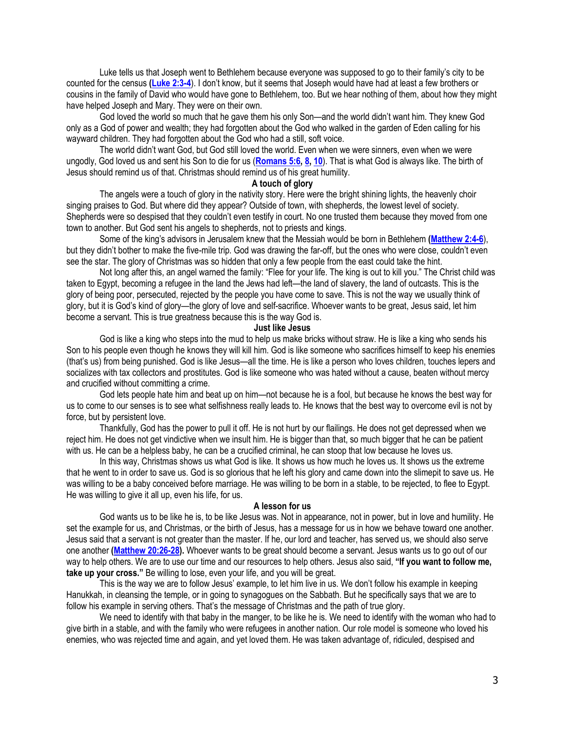Luke tells us that Joseph went to Bethlehem because everyone was supposed to go to their family's city to be counted for the census (**Luke 2:3-4**). I don't know, but it seems that Joseph would have had at least a few brothers or cousins in the family of David who would have gone to Bethlehem, too. But we hear nothing of them, about how they might have helped Joseph and Mary. They were on their own.

God loved the world so much that he gave them his only Son—and the world didn't want him. They knew God only as a God of power and wealth; they had forgotten about the God who walked in the garden of Eden calling for his wayward children. They had forgotten about the God who had a still, soft voice.

The world didn't want God, but God still loved the world. Even when we were sinners, even when we were ungodly, God loved us and sent his Son to die for us (**Romans 5:6, 8, 10**). That is what God is always like. The birth of Jesus should remind us of that. Christmas should remind us of his great humility.

**A touch of glory**

The angels were a touch of glory in the nativity story. Here were the bright shining lights, the heavenly choir singing praises to God. But where did they appear? Outside of town, with shepherds, the lowest level of society. Shepherds were so despised that they couldn't even testify in court. No one trusted them because they moved from one town to another. But God sent his angels to shepherds, not to priests and kings.

Some of the king's advisors in Jerusalem knew that the Messiah would be born in Bethlehem (**Matthew 2:4-6**), but they didn't bother to make the five-mile trip. God was drawing the far-off, but the ones who were close, couldn't even see the star. The glory of Christmas was so hidden that only a few people from the east could take the hint.

Not long after this, an angel warned the family: "Flee for your life. The king is out to kill you." The Christ child was taken to Egypt, becoming a refugee in the land the Jews had left—the land of slavery, the land of outcasts. This is the glory of being poor, persecuted, rejected by the people you have come to save. This is not the way we usually think of glory, but it is God's kind of glory—the glory of love and self-sacrifice. Whoever wants to be great, Jesus said, let him become a servant. This is true greatness because this is the way God is.

**Just like Jesus**

God is like a king who steps into the mud to help us make bricks without straw. He is like a king who sends his Son to his people even though he knows they will kill him. God is like someone who sacrifices himself to keep his enemies (that's us) from being punished. God is like Jesus—all the time. He is like a person who loves children, touches lepers and socializes with tax collectors and prostitutes. God is like someone who was hated without a cause, beaten without mercy and crucified without committing a crime.

God lets people hate him and beat up on him—not because he is a fool, but because he knows the best way for us to come to our senses is to see what selfishness really leads to. He knows that the best way to overcome evil is not by force, but by persistent love.

Thankfully, God has the power to pull it off. He is not hurt by our flailings. He does not get depressed when we reject him. He does not get vindictive when we insult him. He is bigger than that, so much bigger that he can be patient with us. He can be a helpless baby, he can be a crucified criminal, he can stoop that low because he loves us.

In this way, Christmas shows us what God is like. It shows us how much he loves us. It shows us the extreme that he went to in order to save us. God is so glorious that he left his glory and came down into the slimepit to save us. He was willing to be a baby conceived before marriage. He was willing to be born in a stable, to be rejected, to flee to Egypt. He was willing to give it all up, even his life, for us.

**A lesson for us**

God wants us to be like he is, to be like Jesus was. Not in appearance, not in power, but in love and humility. He set the example for us, and Christmas, or the birth of Jesus, has a message for us in how we behave toward one another. Jesus said that a servant is not greater than the master. If he, our lord and teacher, has served us, we should also serve one another (**Matthew 20:26-28**). Whoever wants to be great should become a servant. Jesus wants us to go out of our way to help others. We are to use our time and our resources to help others. Jesus also said, **"If you want to follow me, take up your cross."** Be willing to lose, even your life, and you will be great.

This is the way we are to follow Jesus' example, to let him live in us. We don't follow his example in keeping Hanukkah, in cleansing the temple, or in going to synagogues on the Sabbath. But he specifically says that we are to follow his example in serving others. That's the message of Christmas and the path of true glory.

We need to identify with that baby in the manger, to be like he is. We need to identify with the woman who had to give birth in a stable, and with the family who were refugees in another nation. Our role model is someone who loved his enemies, who was rejected time and again, and yet loved them. He was taken advantage of, ridiculed, despised and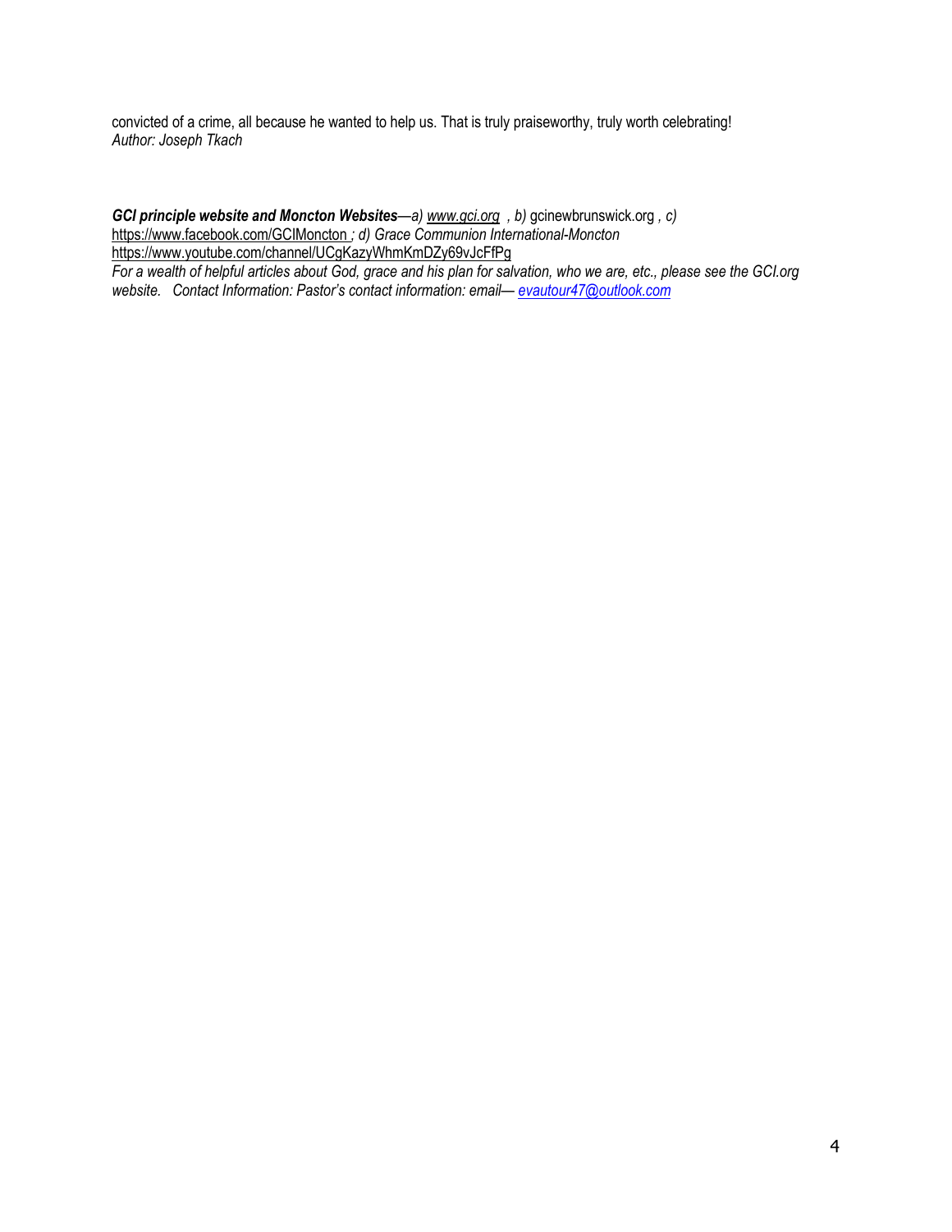convicted of a crime, all because he wanted to help us. That is truly praiseworthy, truly worth celebrating!
*Author: Joseph Tkach*

***GCI principle website and Moncton Websites****—a)* www.gci.org *, b)* gcinewbrunswick.org *, c)* https://www.facebook.com/GCIMoncton *; d) Grace Communion International-Moncton* https://www.youtube.com/channel/UCgKazyWhmKmDZy69vJcFfPg
*For a wealth of helpful articles about God, grace and his plan for salvation, who we are, etc., please see the GCI.org website. Contact Information: Pastor's contact information: email— evautour47@outlook.com*